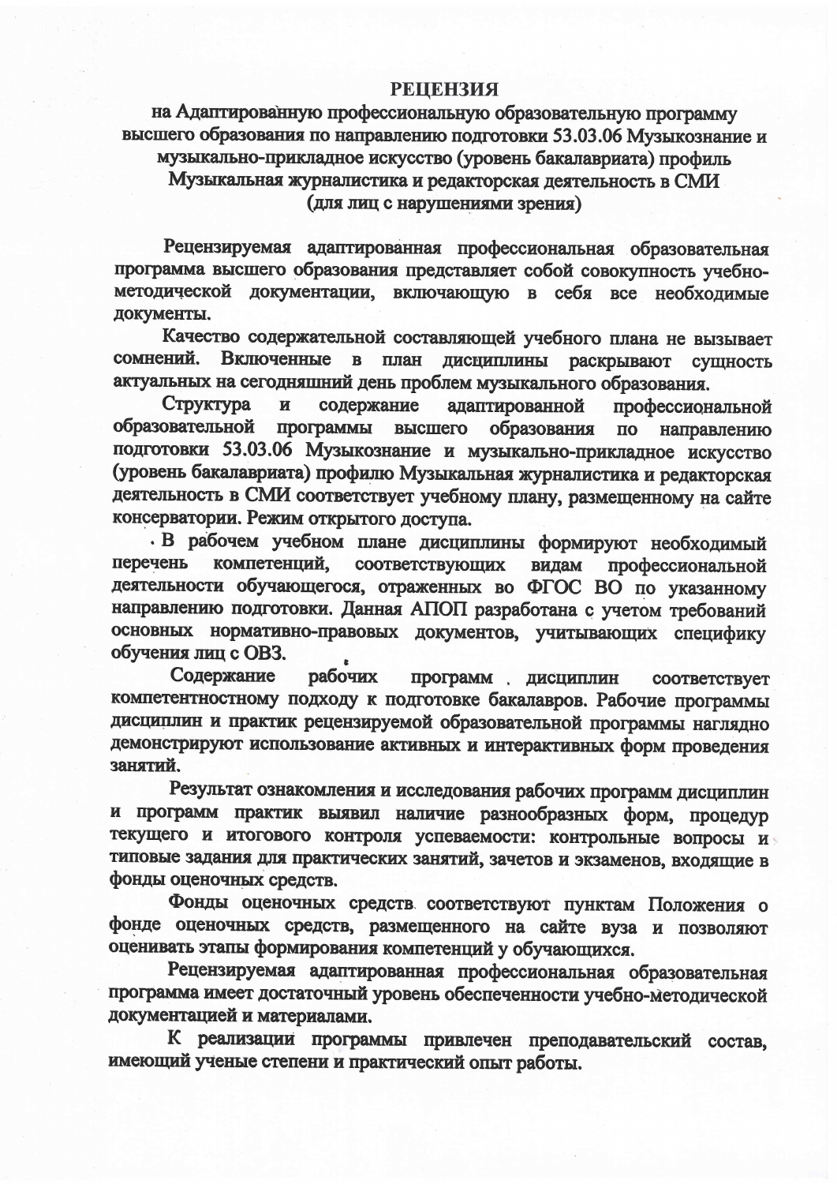# РЕЦЕНЗИЯ

**на Адаптированную профессиональную образовательную программу высшего образования по направлению подготовки 53.03.06 Музыкознание и музыкально-прикладное искусство (уровень бакалавриата) профиль Музыкальная журналистика и редакторская деятельность в СМИ (для лиц с нарушениями зрения)**

**Рецензируемая адаптированная профессиональная образовательная программа высшего образования представляет собой совокупность учебно-методической документации, включающую в себя все необходимые документы.**

**Качество содержательной составляющей учебного плана не вызывает сомнений. Включенные в план дисциплины раскрывают сущность актуальных на сегодняшний день проблем музыкального образования.**

**Структура и содержание адаптированной профессиональной образовательной программы высшего образования по направлению подготовки 53.03.06 Музыкознание и музыкально-прикладное искусство (уровень бакалавриата) профилю Музыкальная журналистика и редакторская деятельность в СМИ соответствует учебному плану, размещенному на сайте консерватории. Режим открытого доступа.**

**В рабочем учебном плане дисциплины формируют необходимый перечень компетенций, соответствующих видам профессиональной деятельности обучающегося, отраженных во ФГОС ВО по указанному направлению подготовки. Данная АПОП разработана с учетом требований основных нормативно-правовых документов, учитывающих специфику обучения лиц с ОВЗ.**

**Содержание рабочих программ дисциплин соответствует компетентностному подходу к подготовке бакалавров. Рабочие программы дисциплин и практик рецензируемой образовательной программы наглядно демонстрируют использование активных и интерактивных форм проведения занятий.**

**Результат ознакомления и исследования рабочих программ дисциплин и программ практик выявил наличие разнообразных форм, процедур текущего и итогового контроля успеваемости: контрольные вопросы и типовые задания для практических занятий, зачетов и экзаменов, входящие в фонды оценочных средств.**

**Фонды оценочных средств соответствуют пунктам Положения о фонде оценочных средств, размещенного на сайте вуза и позволяют оценивать этапы формирования компетенций у обучающихся.**

**Рецензируемая адаптированная профессиональная образовательная программа имеет достаточный уровень обеспеченности учебно-методической документацией и материалами.**

**К реализации программы привлечен преподавательский состав, имеющий ученые степени и практический опыт работы.**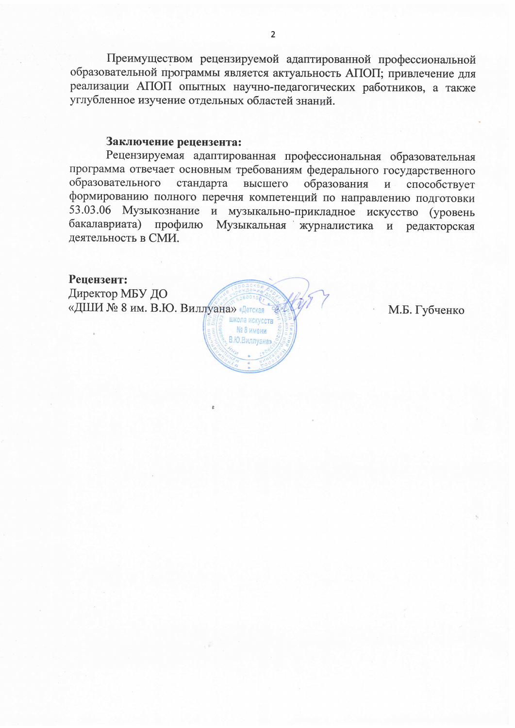Преимуществом рецензируемой адаптированной профессиональной образовательной программы является актуальность АПОП; привлечение для реализации АПОП опытных научно-педагогических работников, а также углубленное изучение отдельных областей знаний.

**Заключение рецензента:**

Рецензируемая адаптированная профессиональная образовательная программа отвечает основным требованиям федерального государственного образовательного стандарта высшего образования и способствует формированию полного перечня компетенций по направлению подготовки 53.03.06 Музыкознание и музыкально-прикладное искусство (уровень бакалавриата) профилю Музыкальная журналистика и редакторская деятельность в СМИ.

**Рецензент:**
Директор МБУ ДО
«ДШИ № 8 им. В.Ю. Виллуана» М.Б. Губченко